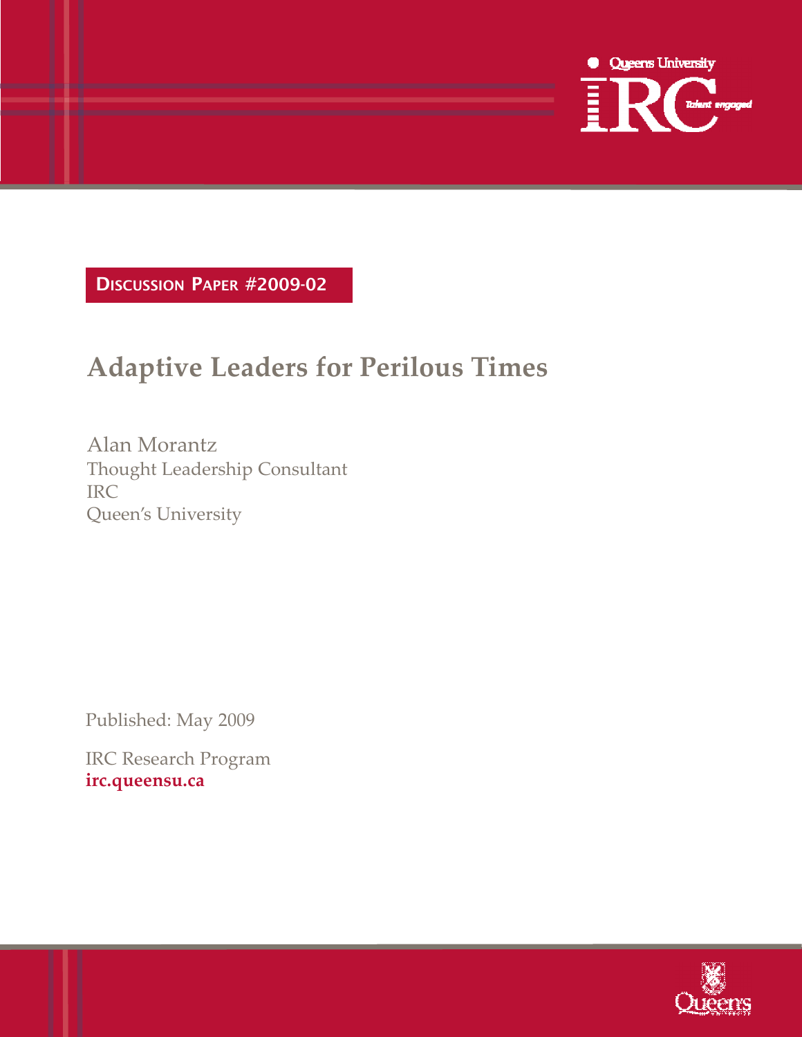Queen's University IRC Talent engaged

**DISCUSSION PAPER #2009-02**

# Adaptive Leaders for Perilous Times

Alan Morantz
Thought Leadership Consultant
IRC
Queen's University

Published: May 2009

IRC Research Program
**irc.queensu.ca**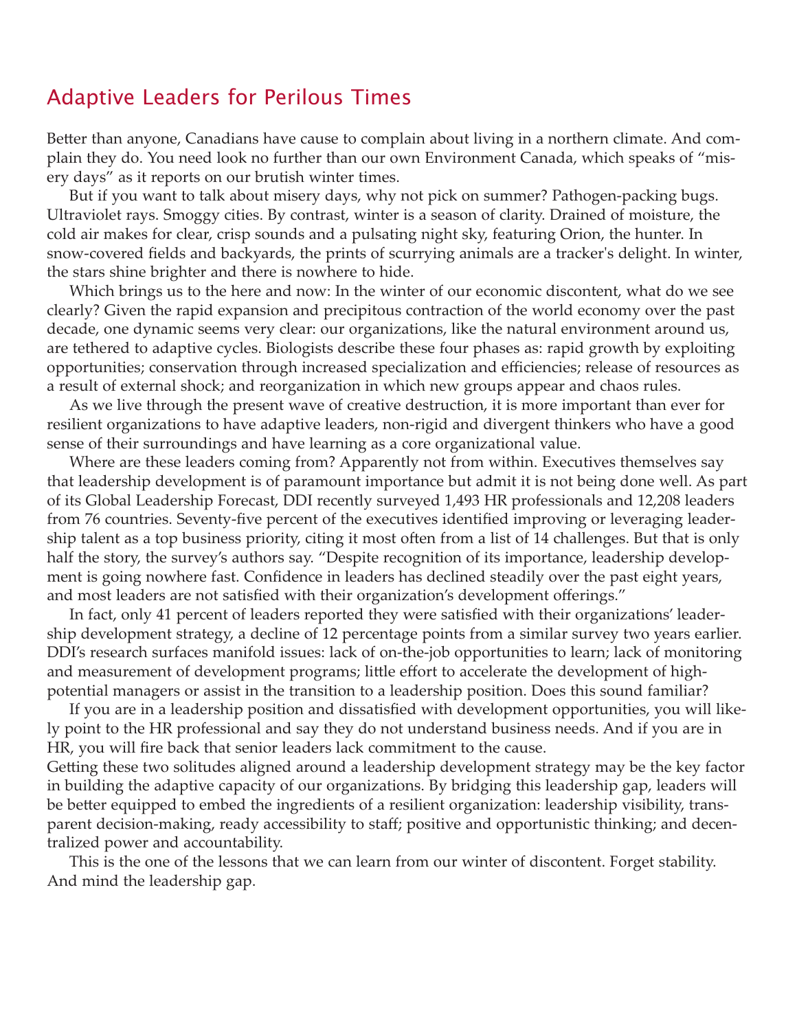## Adaptive Leaders for Perilous Times

Better than anyone, Canadians have cause to complain about living in a northern climate. And complain they do. You need look no further than our own Environment Canada, which speaks of "misery days" as it reports on our brutish winter times.

But if you want to talk about misery days, why not pick on summer? Pathogen-packing bugs. Ultraviolet rays. Smoggy cities. By contrast, winter is a season of clarity. Drained of moisture, the cold air makes for clear, crisp sounds and a pulsating night sky, featuring Orion, the hunter. In snow-covered fields and backyards, the prints of scurrying animals are a tracker's delight. In winter, the stars shine brighter and there is nowhere to hide.

Which brings us to the here and now: In the winter of our economic discontent, what do we see clearly? Given the rapid expansion and precipitous contraction of the world economy over the past decade, one dynamic seems very clear: our organizations, like the natural environment around us, are tethered to adaptive cycles. Biologists describe these four phases as: rapid growth by exploiting opportunities; conservation through increased specialization and efficiencies; release of resources as a result of external shock; and reorganization in which new groups appear and chaos rules.

As we live through the present wave of creative destruction, it is more important than ever for resilient organizations to have adaptive leaders, non-rigid and divergent thinkers who have a good sense of their surroundings and have learning as a core organizational value.

Where are these leaders coming from? Apparently not from within. Executives themselves say that leadership development is of paramount importance but admit it is not being done well. As part of its Global Leadership Forecast, DDI recently surveyed 1,493 HR professionals and 12,208 leaders from 76 countries. Seventy-five percent of the executives identified improving or leveraging leadership talent as a top business priority, citing it most often from a list of 14 challenges. But that is only half the story, the survey's authors say. "Despite recognition of its importance, leadership development is going nowhere fast. Confidence in leaders has declined steadily over the past eight years, and most leaders are not satisfied with their organization's development offerings."

In fact, only 41 percent of leaders reported they were satisfied with their organizations' leadership development strategy, a decline of 12 percentage points from a similar survey two years earlier. DDI's research surfaces manifold issues: lack of on-the-job opportunities to learn; lack of monitoring and measurement of development programs; little effort to accelerate the development of high-potential managers or assist in the transition to a leadership position. Does this sound familiar?

If you are in a leadership position and dissatisfied with development opportunities, you will likely point to the HR professional and say they do not understand business needs. And if you are in HR, you will fire back that senior leaders lack commitment to the cause.

Getting these two solitudes aligned around a leadership development strategy may be the key factor in building the adaptive capacity of our organizations. By bridging this leadership gap, leaders will be better equipped to embed the ingredients of a resilient organization: leadership visibility, transparent decision-making, ready accessibility to staff; positive and opportunistic thinking; and decentralized power and accountability.

This is the one of the lessons that we can learn from our winter of discontent. Forget stability. And mind the leadership gap.